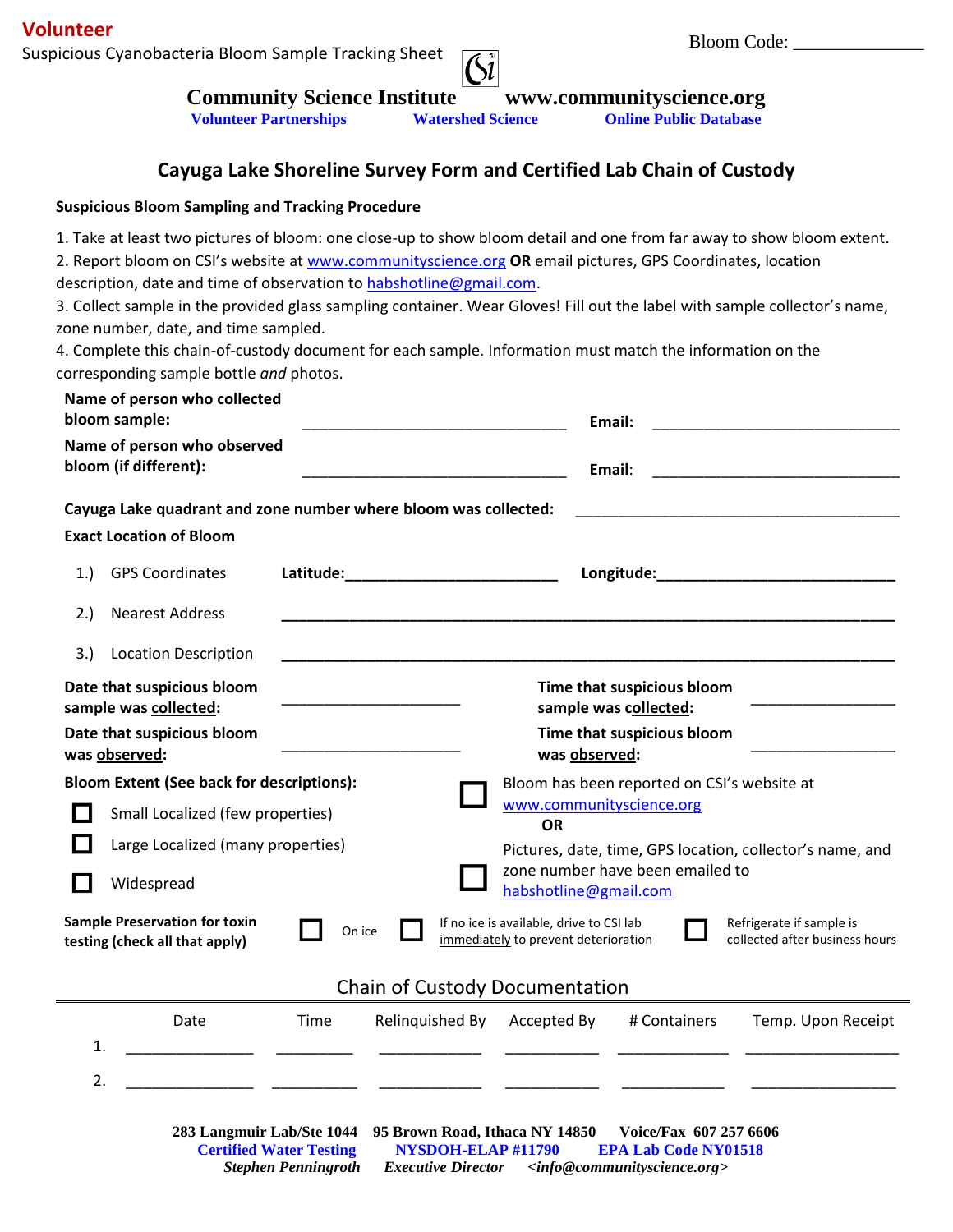**Volunteer**

Suspicious Cyanobacteria Bloom Sample Tracking Sheet

Bloom Code: ______________

**Community Science Institute** **www.communityscience.org**

**Volunteer Partnerships** **Watershed Science** **Online Public Database**

## Cayuga Lake Shoreline Survey Form and Certified Lab Chain of Custody

**Suspicious Bloom Sampling and Tracking Procedure**

1. Take at least two pictures of bloom: one close-up to show bloom detail and one from far away to show bloom extent.
2. Report bloom on CSI's website at www.communityscience.org **OR** email pictures, GPS Coordinates, location description, date and time of observation to habshotline@gmail.com.
3. Collect sample in the provided glass sampling container. Wear Gloves! Fill out the label with sample collector's name, zone number, date, and time sampled.
4. Complete this chain-of-custody document for each sample. Information must match the information on the corresponding sample bottle *and* photos.

**Name of person who collected bloom sample:** ________________________________ **Email:** ______________________________

**Name of person who observed bloom (if different):** ________________________________ **Email:** ______________________________

**Cayuga Lake quadrant and zone number where bloom was collected:** ________________________________________

**Exact Location of Bloom**

1.) GPS Coordinates **Latitude:**_________________________ **Longitude:**____________________________

2.) Nearest Address ________________________________________________________________________

3.) Location Description ________________________________________________________________________

**Date that suspicious bloom sample was collected:** _____________________ **Time that suspicious bloom sample was collected:** ________________

**Date that suspicious bloom was observed:** _____________________ **Time that suspicious bloom was observed:** ________________

**Bloom Extent (See back for descriptions):**

- ☐ Small Localized (few properties)
- ☐ Large Localized (many properties)
- ☐ Widespread

☐ Bloom has been reported on CSI's website at www.communityscience.org

**OR**

☐ Pictures, date, time, GPS location, collector's name, and zone number have been emailed to habshotline@gmail.com

**Sample Preservation for toxin testing (check all that apply)** ☐ On ice ☐ If no ice is available, drive to CSI lab immediately to prevent deterioration ☐ Refrigerate if sample is collected after business hours

### Chain of Custody Documentation

| | Date | Time | Relinquished By | Accepted By | # Containers | Temp. Upon Receipt |
|---|---|---|---|---|---|---|
| 1. | | | | | | |
| 2. | | | | | | |

**283 Langmuir Lab/Ste 1044 95 Brown Road, Ithaca NY 14850 Voice/Fax 607 257 6606**

**Certified Water Testing NYSDOH-ELAP #11790 EPA Lab Code NY01518**

***Stephen Penningroth Executive Director <info@communityscience.org>***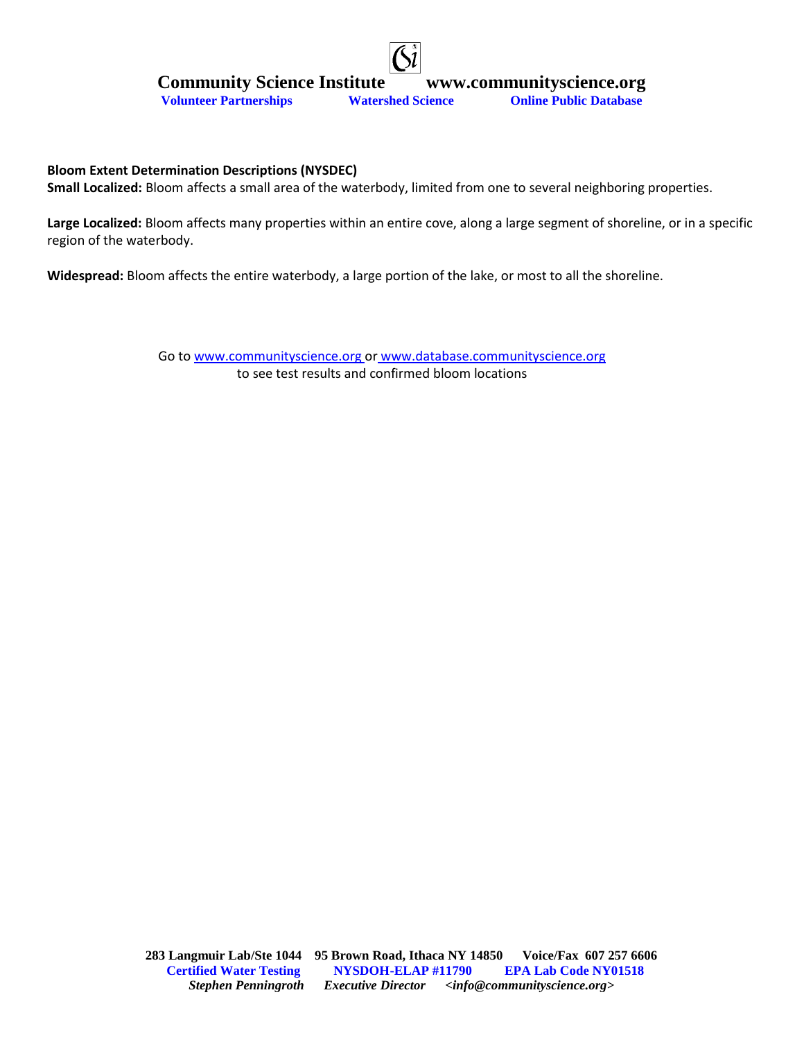**Bloom Extent Determination Descriptions (NYSDEC)**

**Small Localized:** Bloom affects a small area of the waterbody, limited from one to several neighboring properties.

**Large Localized:** Bloom affects many properties within an entire cove, along a large segment of shoreline, or in a specific region of the waterbody.

**Widespread:** Bloom affects the entire waterbody, a large portion of the lake, or most to all the shoreline.

Go to www.communityscience.org or www.database.communityscience.org to see test results and confirmed bloom locations